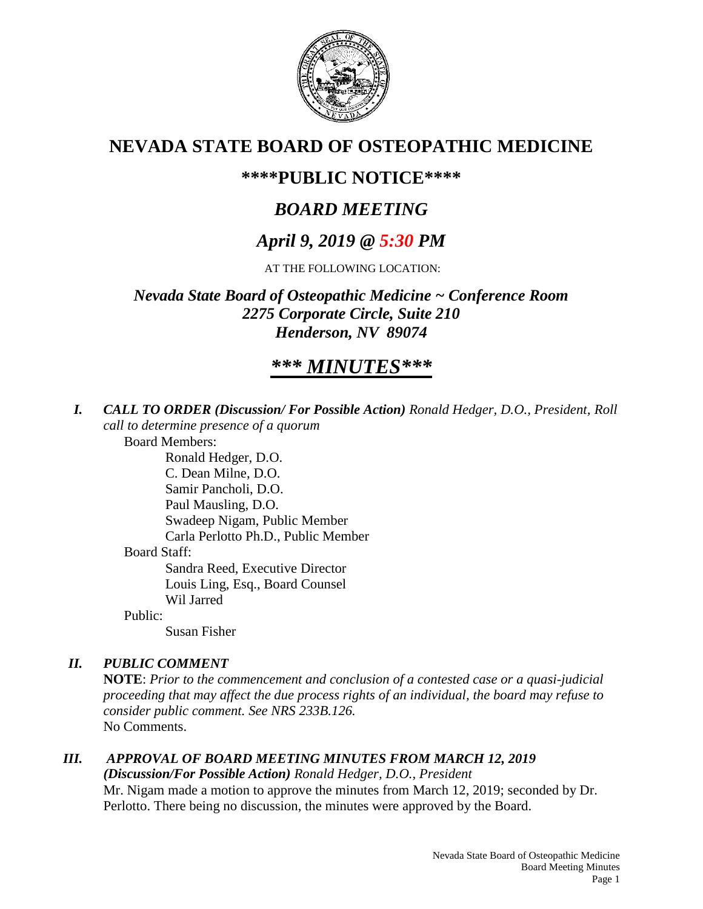# NEVADA STATE BOARD OF OSTEOPATHIC MEDICINE

## \*\*\*\*PUBLIC NOTICE\*\*\*\*

## *BOARD MEETING*

## *April 9, 2019 @ 5:30 PM*

AT THE FOLLOWING LOCATION:

***Nevada State Board of Osteopathic Medicine ~ Conference Room***
***2275 Corporate Circle, Suite 210***
***Henderson, NV 89074***

# ***\*\*\* MINUTES\*\*\****

***I. CALL TO ORDER (Discussion/ For Possible Action)*** *Ronald Hedger, D.O., President, Roll call to determine presence of a quorum*

Board Members:

Ronald Hedger, D.O.
C. Dean Milne, D.O.
Samir Pancholi, D.O.
Paul Mausling, D.O.
Swadeep Nigam, Public Member
Carla Perlotto Ph.D., Public Member

Board Staff:

Sandra Reed, Executive Director
Louis Ling, Esq., Board Counsel
Wil Jarred

Public:

Susan Fisher

***II. PUBLIC COMMENT***

**NOTE**: *Prior to the commencement and conclusion of a contested case or a quasi-judicial proceeding that may affect the due process rights of an individual, the board may refuse to consider public comment. See NRS 233B.126.*

No Comments.

***III. APPROVAL OF BOARD MEETING MINUTES FROM MARCH 12, 2019 (Discussion/For Possible Action)*** *Ronald Hedger, D.O., President*

Mr. Nigam made a motion to approve the minutes from March 12, 2019; seconded by Dr. Perlotto. There being no discussion, the minutes were approved by the Board.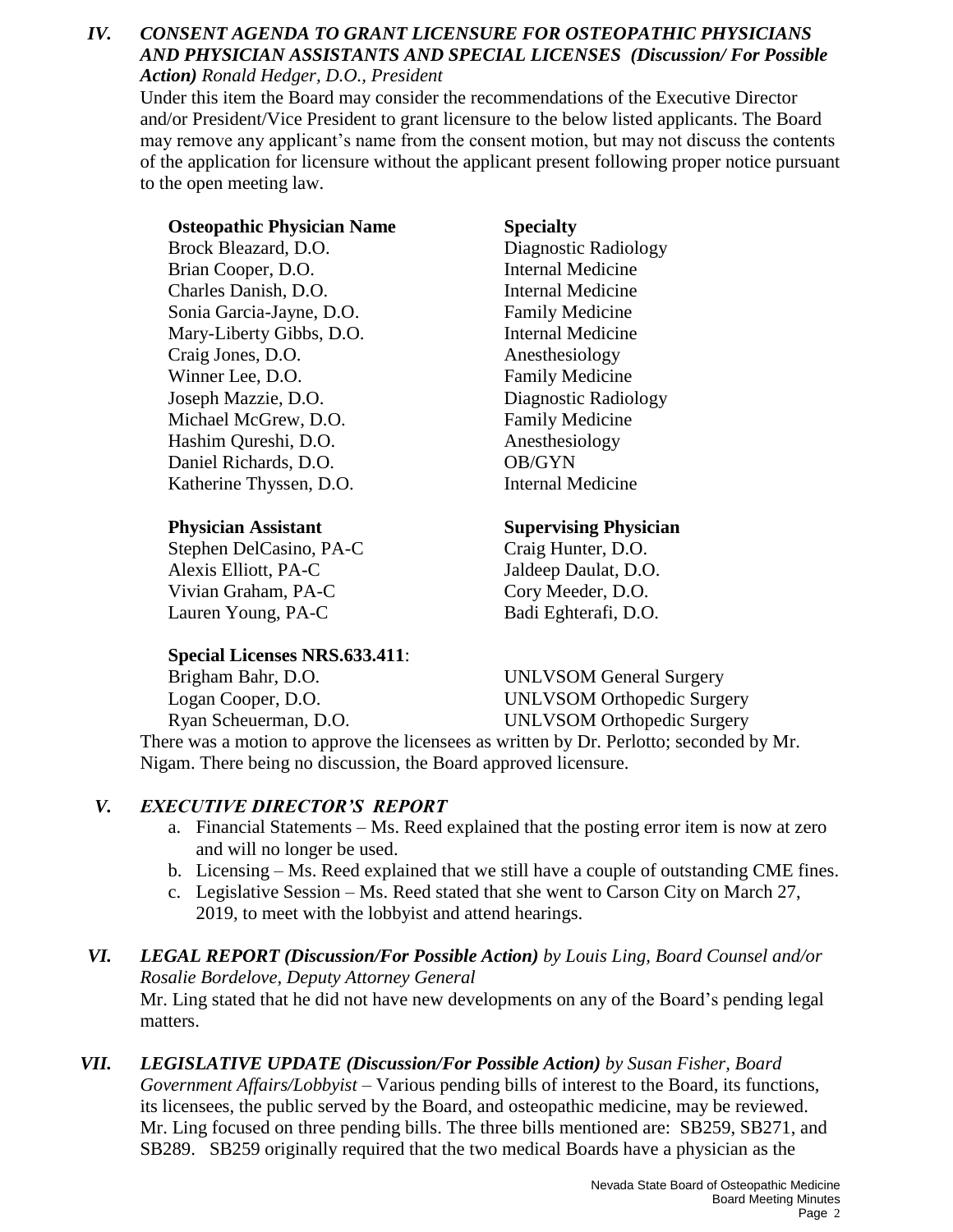## IV. *CONSENT AGENDA TO GRANT LICENSURE FOR OSTEOPATHIC PHYSICIANS AND PHYSICIAN ASSISTANTS AND SPECIAL LICENSES (Discussion/ For Possible Action) Ronald Hedger, D.O., President*

Under this item the Board may consider the recommendations of the Executive Director and/or President/Vice President to grant licensure to the below listed applicants. The Board may remove any applicant's name from the consent motion, but may not discuss the contents of the application for licensure without the applicant present following proper notice pursuant to the open meeting law.

| **Osteopathic Physician Name** | **Specialty** |
| --- | --- |
| Brock Bleazard, D.O. | Diagnostic Radiology |
| Brian Cooper, D.O. | Internal Medicine |
| Charles Danish, D.O. | Internal Medicine |
| Sonia Garcia-Jayne, D.O. | Family Medicine |
| Mary-Liberty Gibbs, D.O. | Internal Medicine |
| Craig Jones, D.O. | Anesthesiology |
| Winner Lee, D.O. | Family Medicine |
| Joseph Mazzie, D.O. | Diagnostic Radiology |
| Michael McGrew, D.O. | Family Medicine |
| Hashim Qureshi, D.O. | Anesthesiology |
| Daniel Richards, D.O. | OB/GYN |
| Katherine Thyssen, D.O. | Internal Medicine |

| **Physician Assistant** | **Supervising Physician** |
| --- | --- |
| Stephen DelCasino, PA-C | Craig Hunter, D.O. |
| Alexis Elliott, PA-C | Jaldeep Daulat, D.O. |
| Vivian Graham, PA-C | Cory Meeder, D.O. |
| Lauren Young, PA-C | Badi Eghterafi, D.O. |

**Special Licenses NRS.633.411**:

| | |
| --- | --- |
| Brigham Bahr, D.O. | UNLVSOM General Surgery |
| Logan Cooper, D.O. | UNLVSOM Orthopedic Surgery |
| Ryan Scheuerman, D.O. | UNLVSOM Orthopedic Surgery |

There was a motion to approve the licensees as written by Dr. Perlotto; seconded by Mr. Nigam. There being no discussion, the Board approved licensure.

## V. *EXECUTIVE DIRECTOR'S REPORT*

a. Financial Statements – Ms. Reed explained that the posting error item is now at zero and will no longer be used.
b. Licensing – Ms. Reed explained that we still have a couple of outstanding CME fines.
c. Legislative Session – Ms. Reed stated that she went to Carson City on March 27, 2019, to meet with the lobbyist and attend hearings.

## VI. *LEGAL REPORT (Discussion/For Possible Action) by Louis Ling, Board Counsel and/or Rosalie Bordelove, Deputy Attorney General*

Mr. Ling stated that he did not have new developments on any of the Board's pending legal matters.

## VII. *LEGISLATIVE UPDATE (Discussion/For Possible Action) by Susan Fisher, Board Government Affairs/Lobbyist*

– Various pending bills of interest to the Board, its functions, its licensees, the public served by the Board, and osteopathic medicine, may be reviewed. Mr. Ling focused on three pending bills. The three bills mentioned are: SB259, SB271, and SB289. SB259 originally required that the two medical Boards have a physician as the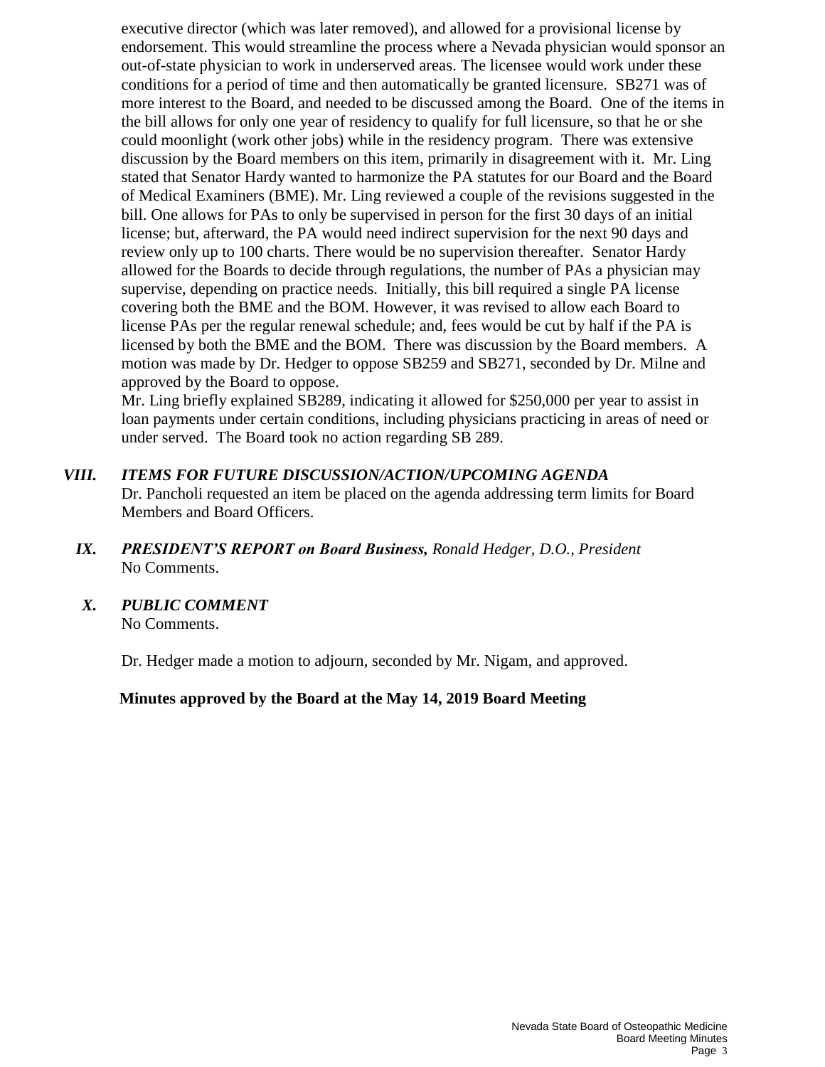executive director (which was later removed), and allowed for a provisional license by endorsement. This would streamline the process where a Nevada physician would sponsor an out-of-state physician to work in underserved areas. The licensee would work under these conditions for a period of time and then automatically be granted licensure. SB271 was of more interest to the Board, and needed to be discussed among the Board. One of the items in the bill allows for only one year of residency to qualify for full licensure, so that he or she could moonlight (work other jobs) while in the residency program. There was extensive discussion by the Board members on this item, primarily in disagreement with it. Mr. Ling stated that Senator Hardy wanted to harmonize the PA statutes for our Board and the Board of Medical Examiners (BME). Mr. Ling reviewed a couple of the revisions suggested in the bill. One allows for PAs to only be supervised in person for the first 30 days of an initial license; but, afterward, the PA would need indirect supervision for the next 90 days and review only up to 100 charts. There would be no supervision thereafter. Senator Hardy allowed for the Boards to decide through regulations, the number of PAs a physician may supervise, depending on practice needs. Initially, this bill required a single PA license covering both the BME and the BOM. However, it was revised to allow each Board to license PAs per the regular renewal schedule; and, fees would be cut by half if the PA is licensed by both the BME and the BOM. There was discussion by the Board members. A motion was made by Dr. Hedger to oppose SB259 and SB271, seconded by Dr. Milne and approved by the Board to oppose.

Mr. Ling briefly explained SB289, indicating it allowed for $250,000 per year to assist in loan payments under certain conditions, including physicians practicing in areas of need or under served. The Board took no action regarding SB 289.

## *VIII. ITEMS FOR FUTURE DISCUSSION/ACTION/UPCOMING AGENDA*

Dr. Pancholi requested an item be placed on the agenda addressing term limits for Board Members and Board Officers.

## *IX. PRESIDENT'S REPORT on Board Business, Ronald Hedger, D.O., President*

No Comments.

## *X. PUBLIC COMMENT*

No Comments.

Dr. Hedger made a motion to adjourn, seconded by Mr. Nigam, and approved.

**Minutes approved by the Board at the May 14, 2019 Board Meeting**